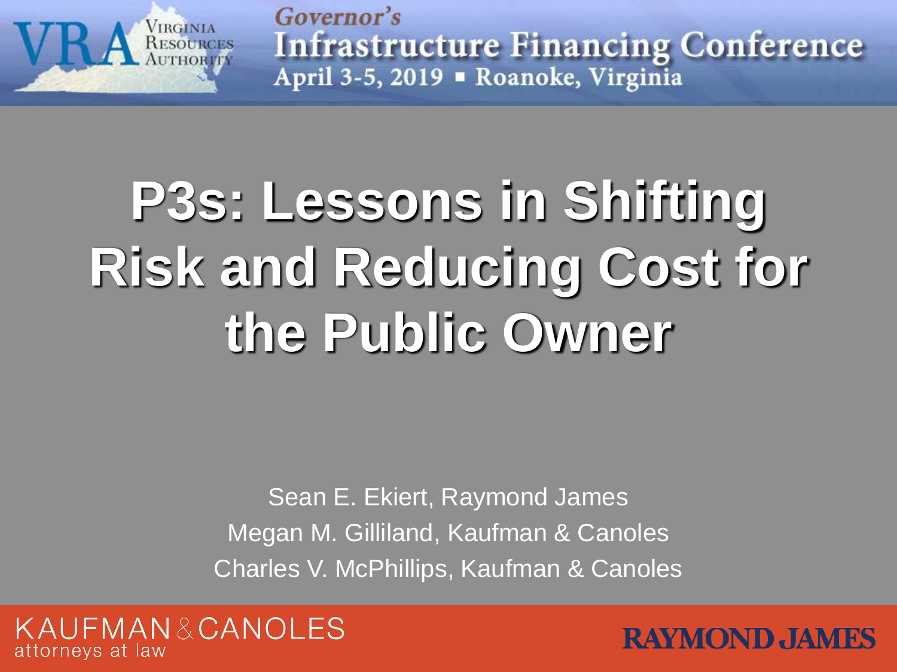Governor's
Infrastructure Financing Conference
April 3-5, 2019 ▪ Roanoke, Virginia

# P3s: Lessons in Shifting Risk and Reducing Cost for the Public Owner

Sean E. Ekiert, Raymond James
Megan M. Gilliland, Kaufman & Canoles
Charles V. McPhillips, Kaufman & Canoles

KAUFMAN & CANOLES
attorneys at law

RAYMOND JAMES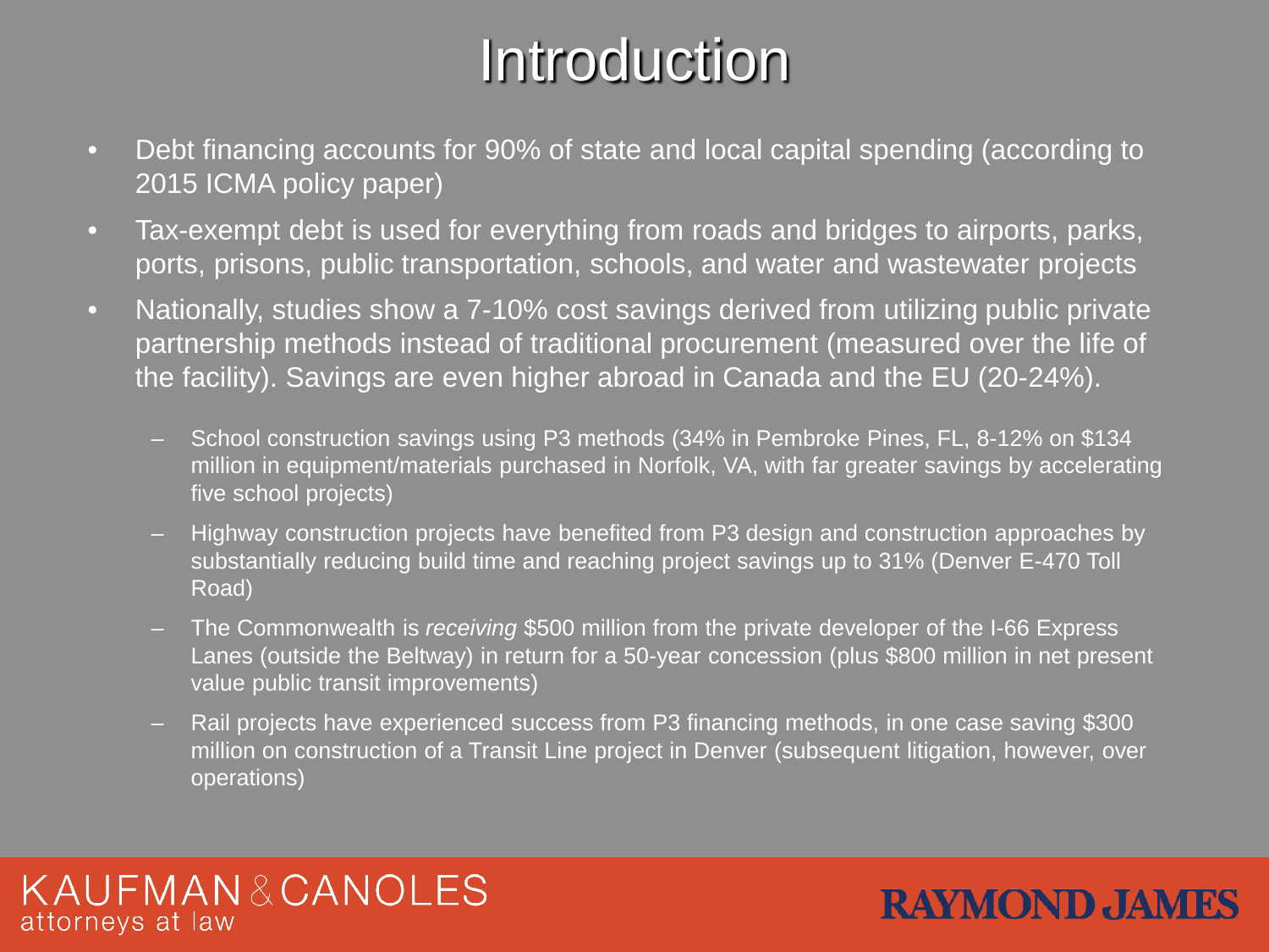# Introduction

- Debt financing accounts for 90% of state and local capital spending (according to 2015 ICMA policy paper)
- Tax-exempt debt is used for everything from roads and bridges to airports, parks, ports, prisons, public transportation, schools, and water and wastewater projects
- Nationally, studies show a 7-10% cost savings derived from utilizing public private partnership methods instead of traditional procurement (measured over the life of the facility). Savings are even higher abroad in Canada and the EU (20-24%).
  - School construction savings using P3 methods (34% in Pembroke Pines, FL, 8-12% on $134 million in equipment/materials purchased in Norfolk, VA, with far greater savings by accelerating five school projects)
  - Highway construction projects have benefited from P3 design and construction approaches by substantially reducing build time and reaching project savings up to 31% (Denver E-470 Toll Road)
  - The Commonwealth is *receiving* $500 million from the private developer of the I-66 Express Lanes (outside the Beltway) in return for a 50-year concession (plus $800 million in net present value public transit improvements)
  - Rail projects have experienced success from P3 financing methods, in one case saving $300 million on construction of a Transit Line project in Denver (subsequent litigation, however, over operations)

KAUFMAN & CANOLES attorneys at law

RAYMOND JAMES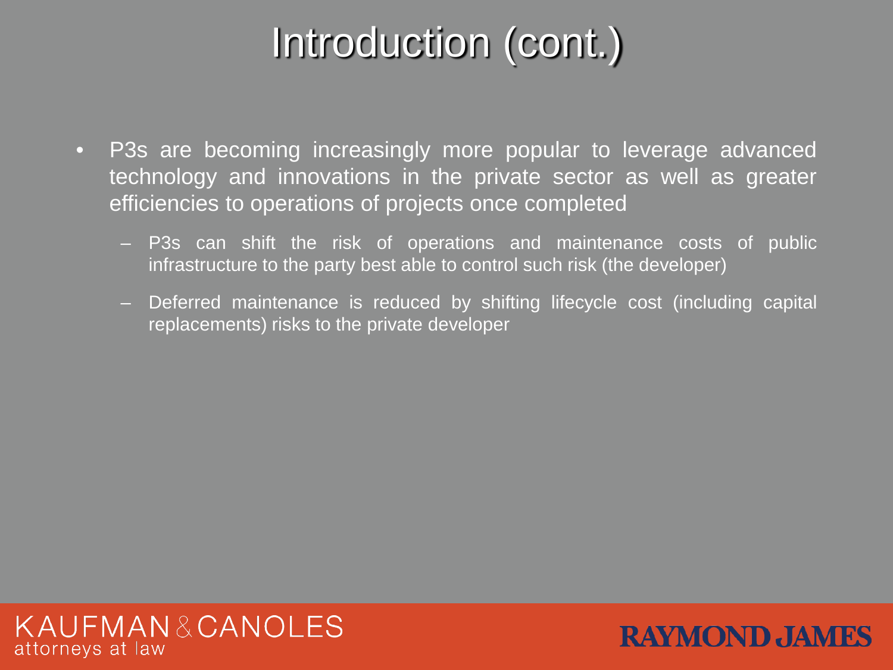# Introduction (cont.)

- P3s are becoming increasingly more popular to leverage advanced technology and innovations in the private sector as well as greater efficiencies to operations of projects once completed
  - P3s can shift the risk of operations and maintenance costs of public infrastructure to the party best able to control such risk (the developer)
  - Deferred maintenance is reduced by shifting lifecycle cost (including capital replacements) risks to the private developer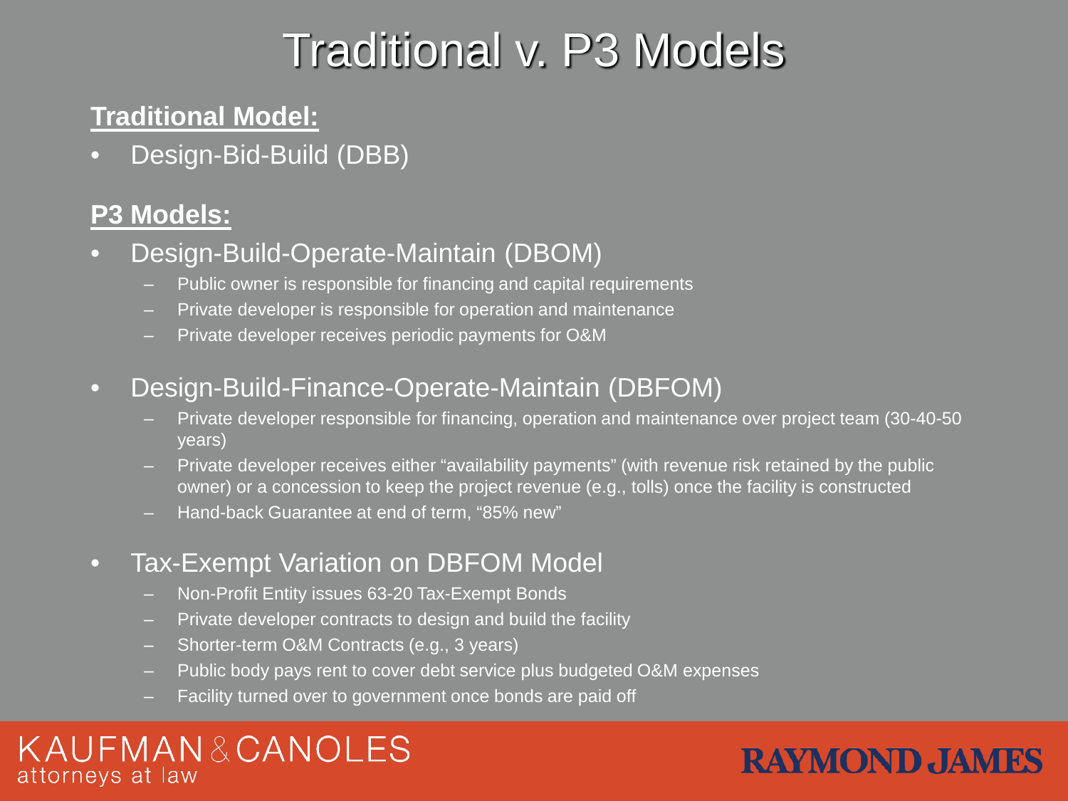# Traditional v. P3 Models

**Traditional Model:**

- Design-Bid-Build (DBB)

**P3 Models:**

- Design-Build-Operate-Maintain (DBOM)
  - Public owner is responsible for financing and capital requirements
  - Private developer is responsible for operation and maintenance
  - Private developer receives periodic payments for O&M
- Design-Build-Finance-Operate-Maintain (DBFOM)
  - Private developer responsible for financing, operation and maintenance over project team (30-40-50 years)
  - Private developer receives either "availability payments" (with revenue risk retained by the public owner) or a concession to keep the project revenue (e.g., tolls) once the facility is constructed
  - Hand-back Guarantee at end of term, "85% new"
- Tax-Exempt Variation on DBFOM Model
  - Non-Profit Entity issues 63-20 Tax-Exempt Bonds
  - Private developer contracts to design and build the facility
  - Shorter-term O&M Contracts (e.g., 3 years)
  - Public body pays rent to cover debt service plus budgeted O&M expenses
  - Facility turned over to government once bonds are paid off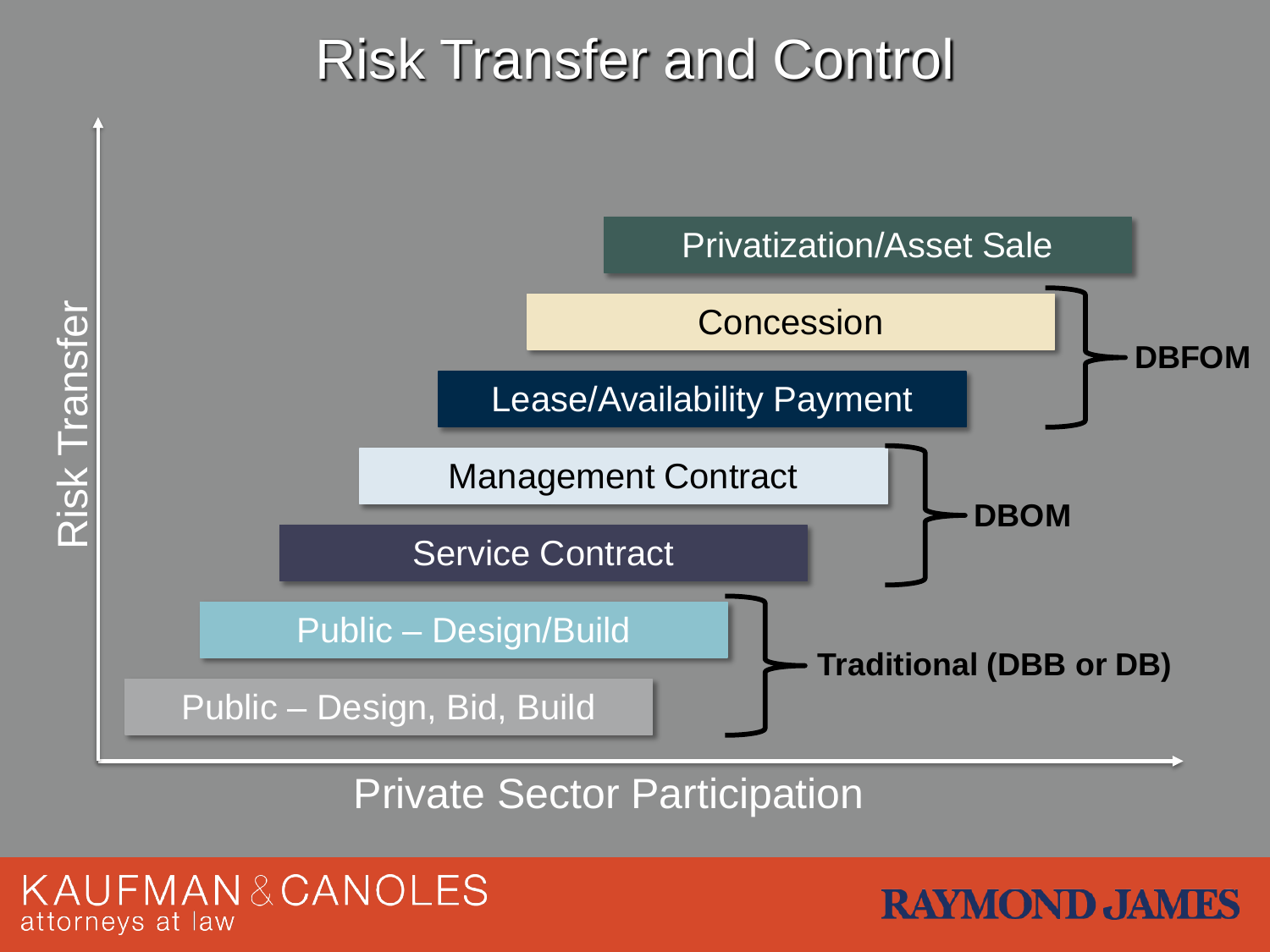# Risk Transfer and Control

Risk Transfer

- Privatization/Asset Sale
- Concession
- Lease/Availability Payment
- Management Contract
- Service Contract
- Public – Design/Build
- Public – Design, Bid, Build

**DBFOM**: Concession; Lease/Availability Payment

**DBOM**: Management Contract; Service Contract

**Traditional (DBB or DB)**: Public – Design/Build; Public – Design, Bid, Build

Private Sector Participation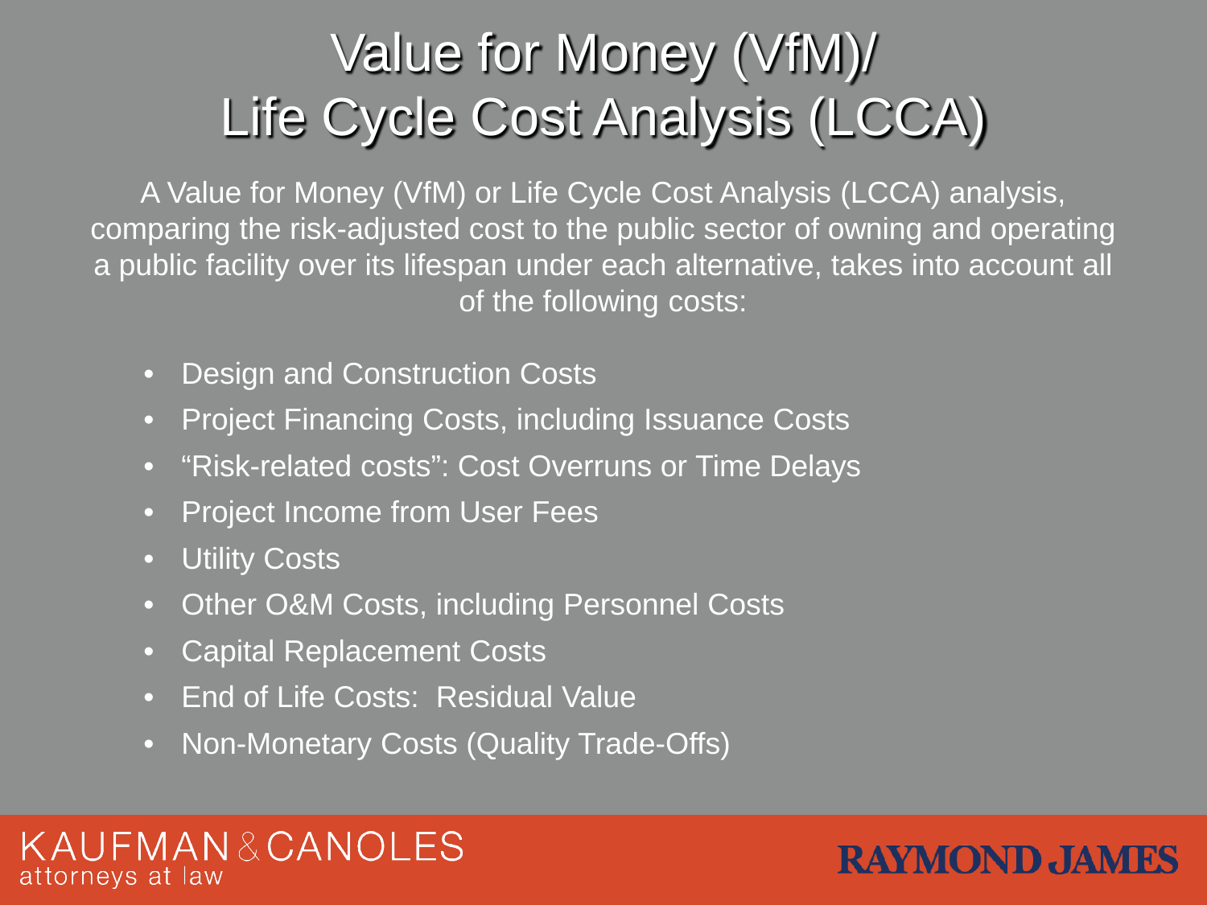# Value for Money (VfM)/ Life Cycle Cost Analysis (LCCA)

A Value for Money (VfM) or Life Cycle Cost Analysis (LCCA) analysis, comparing the risk-adjusted cost to the public sector of owning and operating a public facility over its lifespan under each alternative, takes into account all of the following costs:

- Design and Construction Costs
- Project Financing Costs, including Issuance Costs
- "Risk-related costs": Cost Overruns or Time Delays
- Project Income from User Fees
- Utility Costs
- Other O&M Costs, including Personnel Costs
- Capital Replacement Costs
- End of Life Costs: Residual Value
- Non-Monetary Costs (Quality Trade-Offs)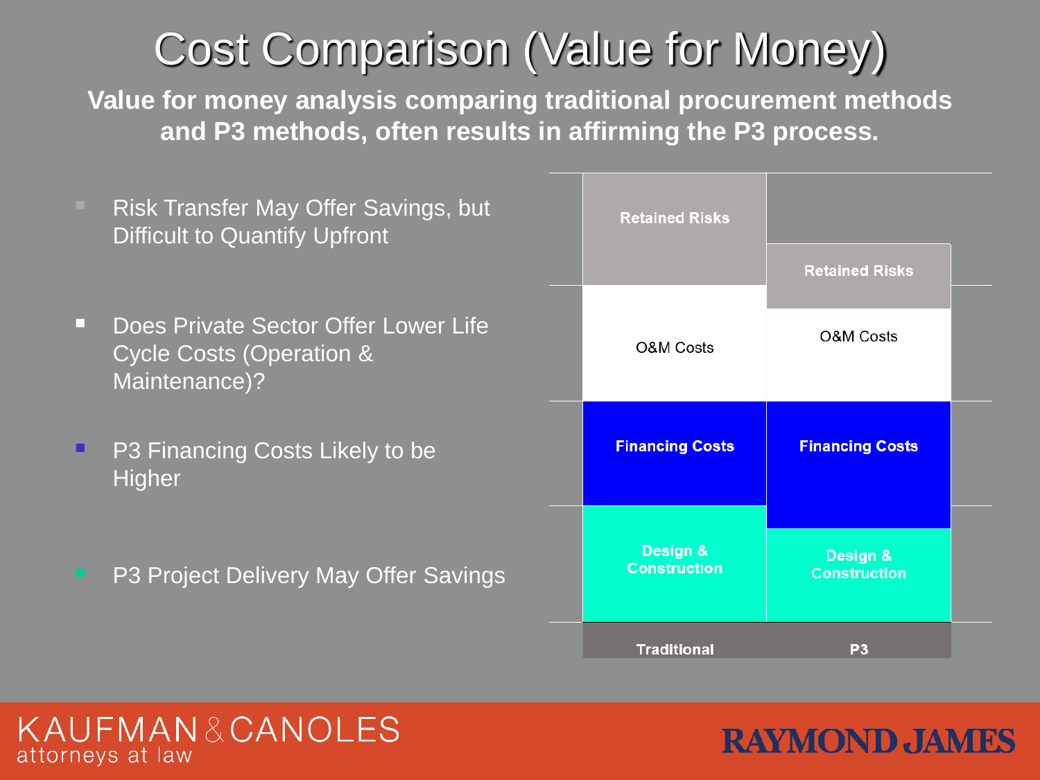# Cost Comparison (Value for Money)

**Value for money analysis comparing traditional procurement methods and P3 methods, often results in affirming the P3 process.**

- Risk Transfer May Offer Savings, but Difficult to Quantify Upfront
- Does Private Sector Offer Lower Life Cycle Costs (Operation & Maintenance)?
- P3 Financing Costs Likely to be Higher
- P3 Project Delivery May Offer Savings

| Traditional | P3 |
|---|---|
| Retained Risks | Retained Risks |
| O&M Costs | O&M Costs |
| Financing Costs | Financing Costs |
| Design & Construction | Design & Construction |

KAUFMAN & CANOLES attorneys at law

RAYMOND JAMES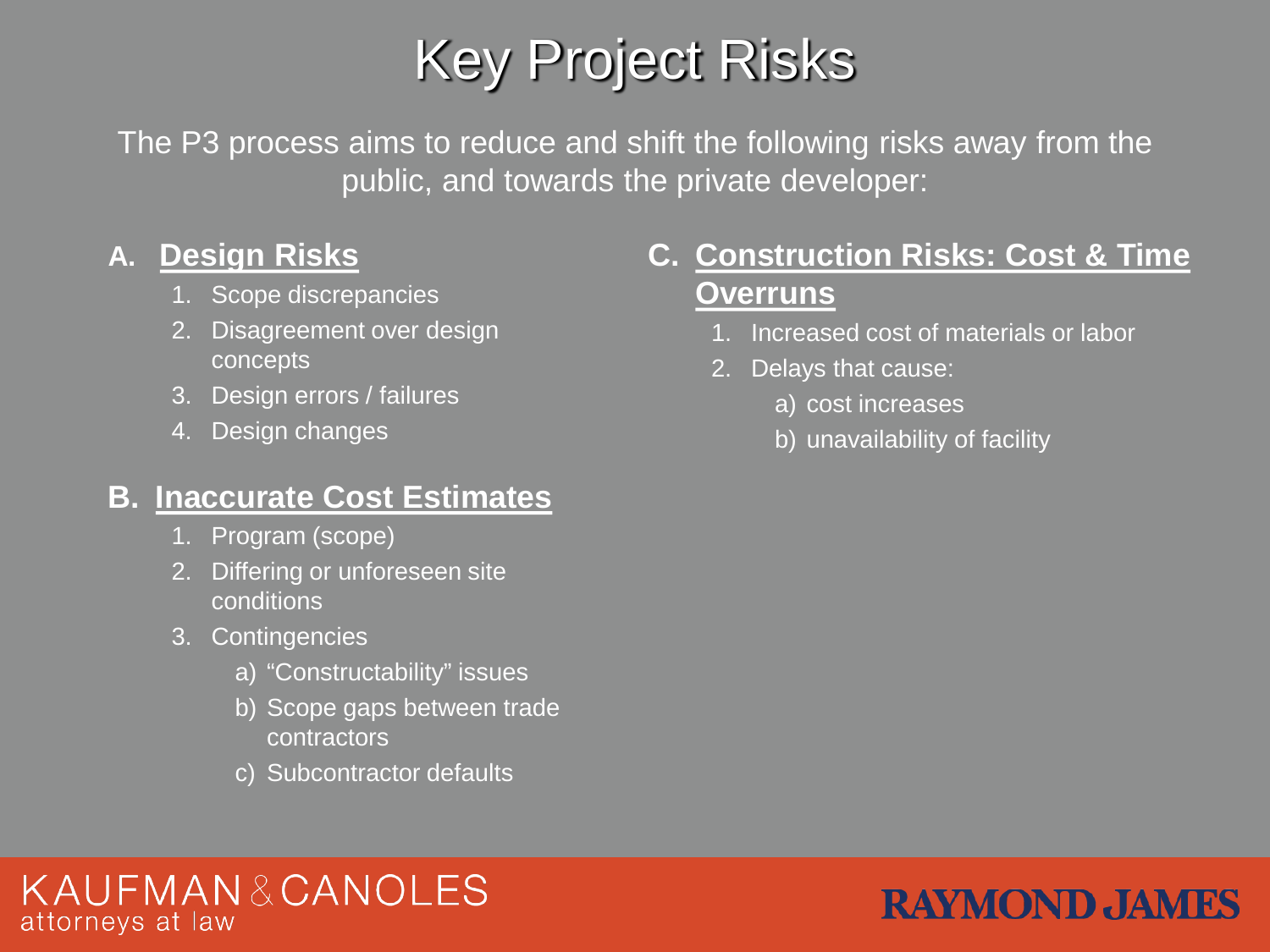# Key Project Risks

The P3 process aims to reduce and shift the following risks away from the public, and towards the private developer:

## A. Design Risks

1. Scope discrepancies
2. Disagreement over design concepts
3. Design errors / failures
4. Design changes

## B. Inaccurate Cost Estimates

1. Program (scope)
2. Differing or unforeseen site conditions
3. Contingencies
   a) "Constructability" issues
   b) Scope gaps between trade contractors
   c) Subcontractor defaults

## C. Construction Risks: Cost & Time Overruns

1. Increased cost of materials or labor
2. Delays that cause:
   a) cost increases
   b) unavailability of facility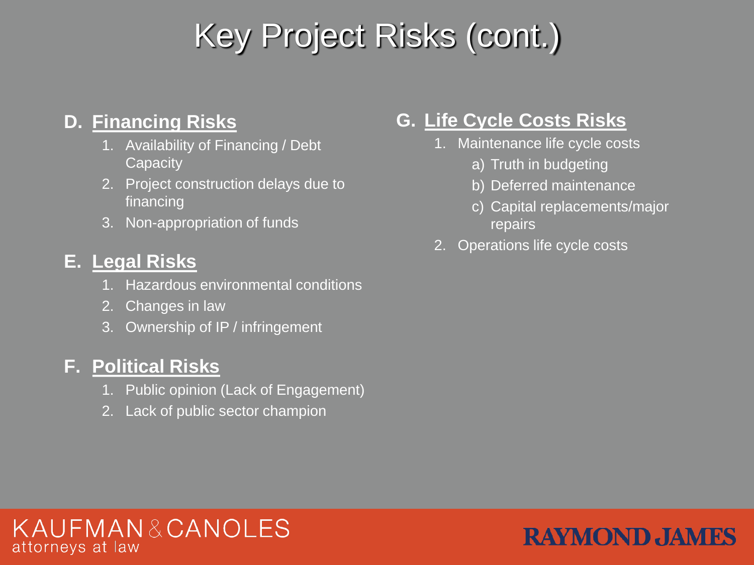# Key Project Risks (cont.)

**D. Financing Risks**

1. Availability of Financing / Debt Capacity
2. Project construction delays due to financing
3. Non-appropriation of funds

**E. Legal Risks**

1. Hazardous environmental conditions
2. Changes in law
3. Ownership of IP / infringement

**F. Political Risks**

1. Public opinion (Lack of Engagement)
2. Lack of public sector champion

**G. Life Cycle Costs Risks**

1. Maintenance life cycle costs
   - a) Truth in budgeting
   - b) Deferred maintenance
   - c) Capital replacements/major repairs
2. Operations life cycle costs

KAUFMAN & CANOLES attorneys at law

RAYMOND JAMES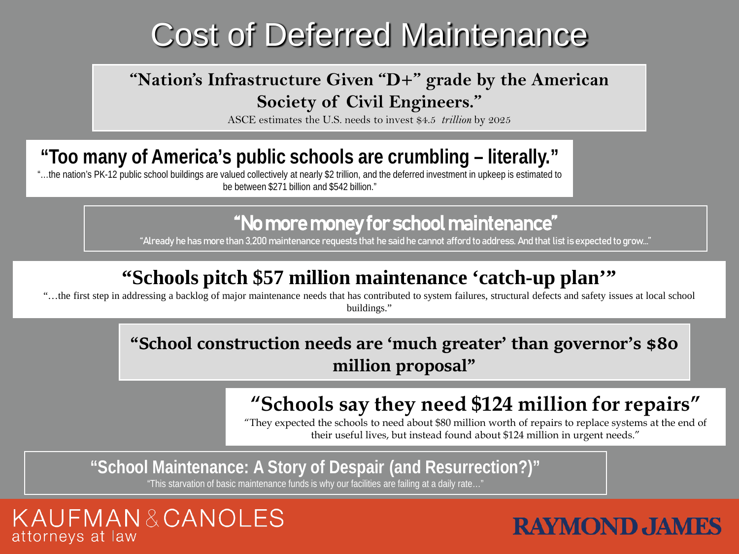# Cost of Deferred Maintenance

**"Nation's Infrastructure Given "D+" grade by the American Society of Civil Engineers."**

ASCE estimates the U.S. needs to invest $4.5 *trillion* by 2025

**"Too many of America's public schools are crumbling – literally."**

"…the nation's PK-12 public school buildings are valued collectively at nearly $2 trillion, and the deferred investment in upkeep is estimated to be between $271 billion and $542 billion."

**"No more money for school maintenance"**

"Already he has more than 3,200 maintenance requests that he said he cannot afford to address. And that list is expected to grow…"

**"Schools pitch $57 million maintenance 'catch-up plan'"**

"…the first step in addressing a backlog of major maintenance needs that has contributed to system failures, structural defects and safety issues at local school buildings."

**"School construction needs are 'much greater' than governor's $80 million proposal"**

**"Schools say they need $124 million for repairs"**

"They expected the schools to need about $80 million worth of repairs to replace systems at the end of their useful lives, but instead found about $124 million in urgent needs."

**"School Maintenance: A Story of Despair (and Resurrection?)"**

"This starvation of basic maintenance funds is why our facilities are failing at a daily rate…"

KAUFMAN & CANOLES attorneys at law

RAYMOND JAMES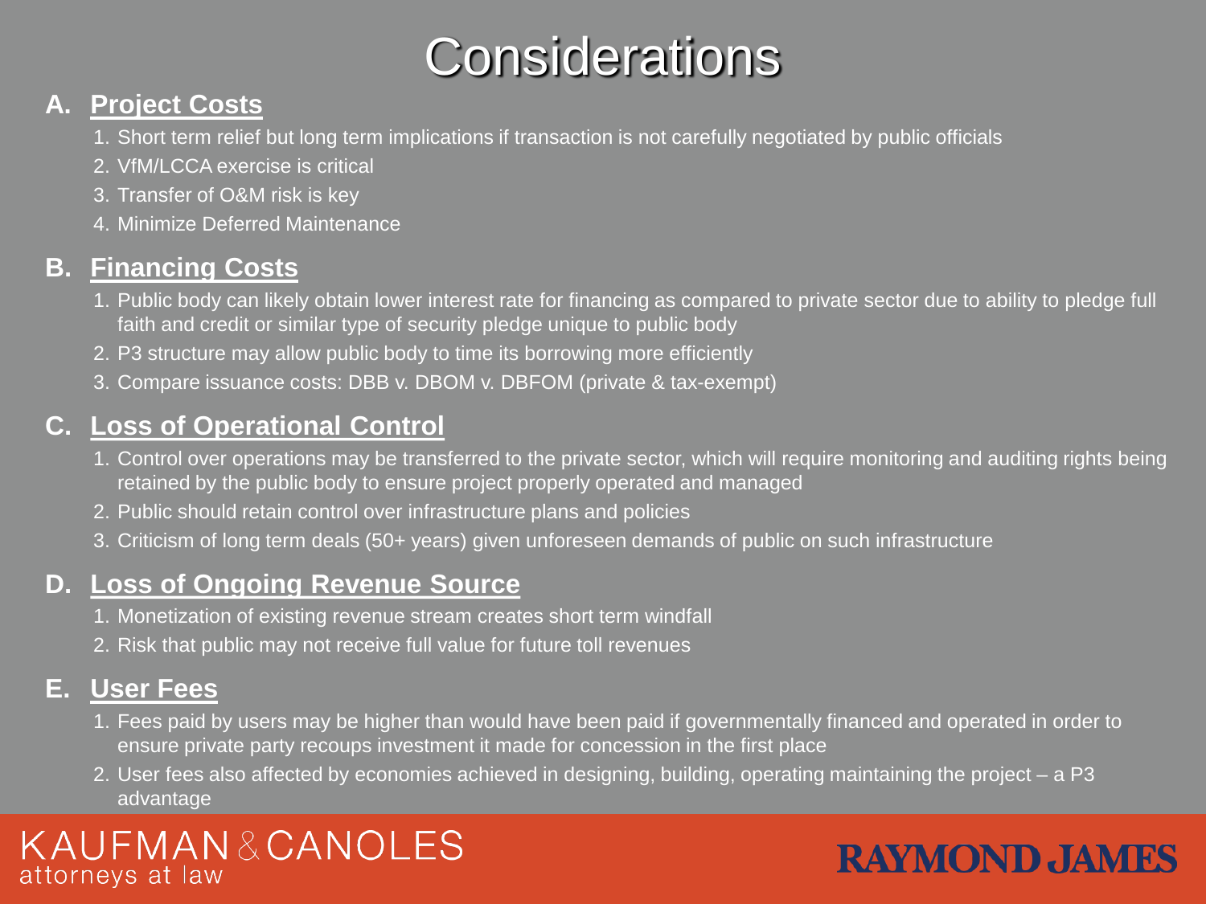# Considerations

## A. Project Costs

1. Short term relief but long term implications if transaction is not carefully negotiated by public officials
2. VfM/LCCA exercise is critical
3. Transfer of O&M risk is key
4. Minimize Deferred Maintenance

## B. Financing Costs

1. Public body can likely obtain lower interest rate for financing as compared to private sector due to ability to pledge full faith and credit or similar type of security pledge unique to public body
2. P3 structure may allow public body to time its borrowing more efficiently
3. Compare issuance costs: DBB v. DBOM v. DBFOM (private & tax-exempt)

## C. Loss of Operational Control

1. Control over operations may be transferred to the private sector, which will require monitoring and auditing rights being retained by the public body to ensure project properly operated and managed
2. Public should retain control over infrastructure plans and policies
3. Criticism of long term deals (50+ years) given unforeseen demands of public on such infrastructure

## D. Loss of Ongoing Revenue Source

1. Monetization of existing revenue stream creates short term windfall
2. Risk that public may not receive full value for future toll revenues

## E. User Fees

1. Fees paid by users may be higher than would have been paid if governmentally financed and operated in order to ensure private party recoups investment it made for concession in the first place
2. User fees also affected by economies achieved in designing, building, operating maintaining the project – a P3 advantage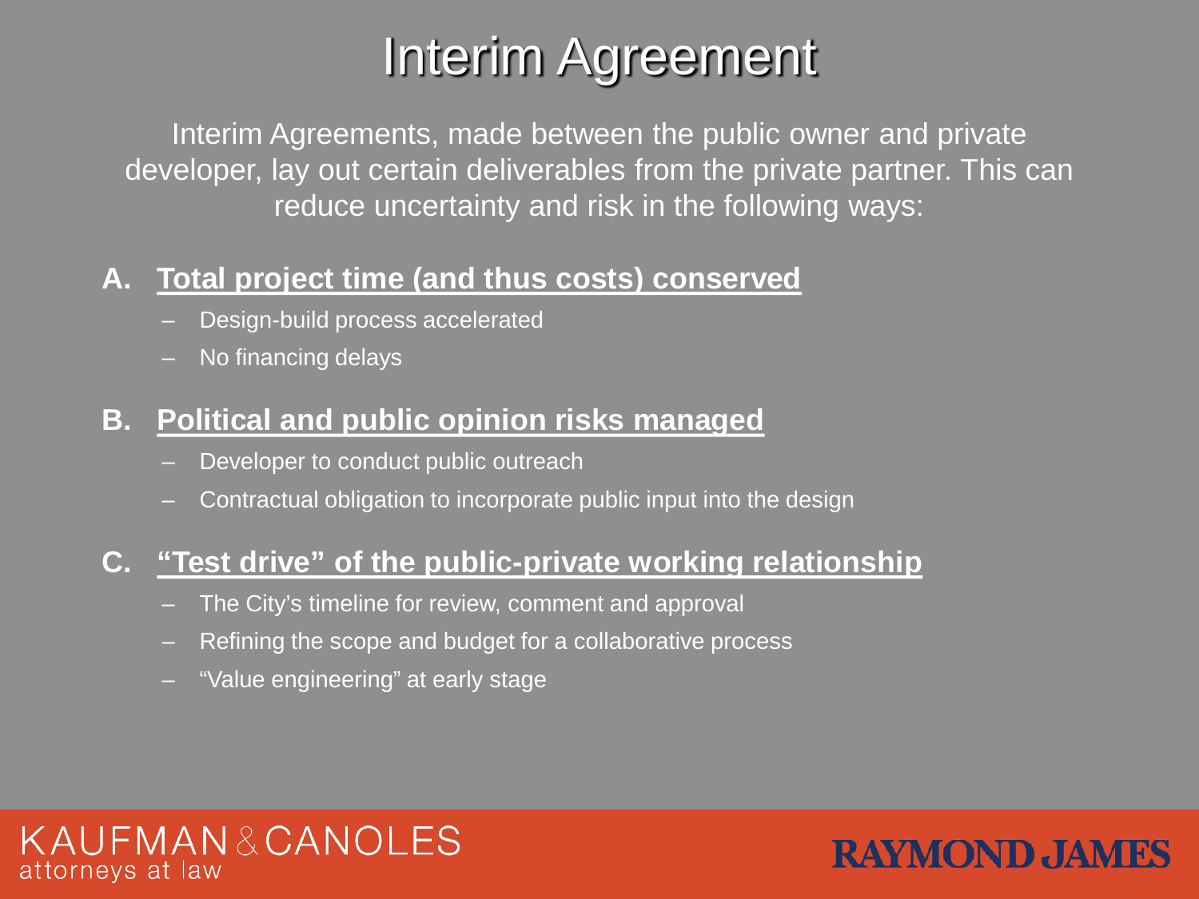# Interim Agreement

Interim Agreements, made between the public owner and private developer, lay out certain deliverables from the private partner. This can reduce uncertainty and risk in the following ways:

**A. Total project time (and thus costs) conserved**

- Design-build process accelerated
- No financing delays

**B. Political and public opinion risks managed**

- Developer to conduct public outreach
- Contractual obligation to incorporate public input into the design

**C. "Test drive" of the public-private working relationship**

- The City's timeline for review, comment and approval
- Refining the scope and budget for a collaborative process
- "Value engineering" at early stage

KAUFMAN & CANOLES attorneys at law

RAYMOND JAMES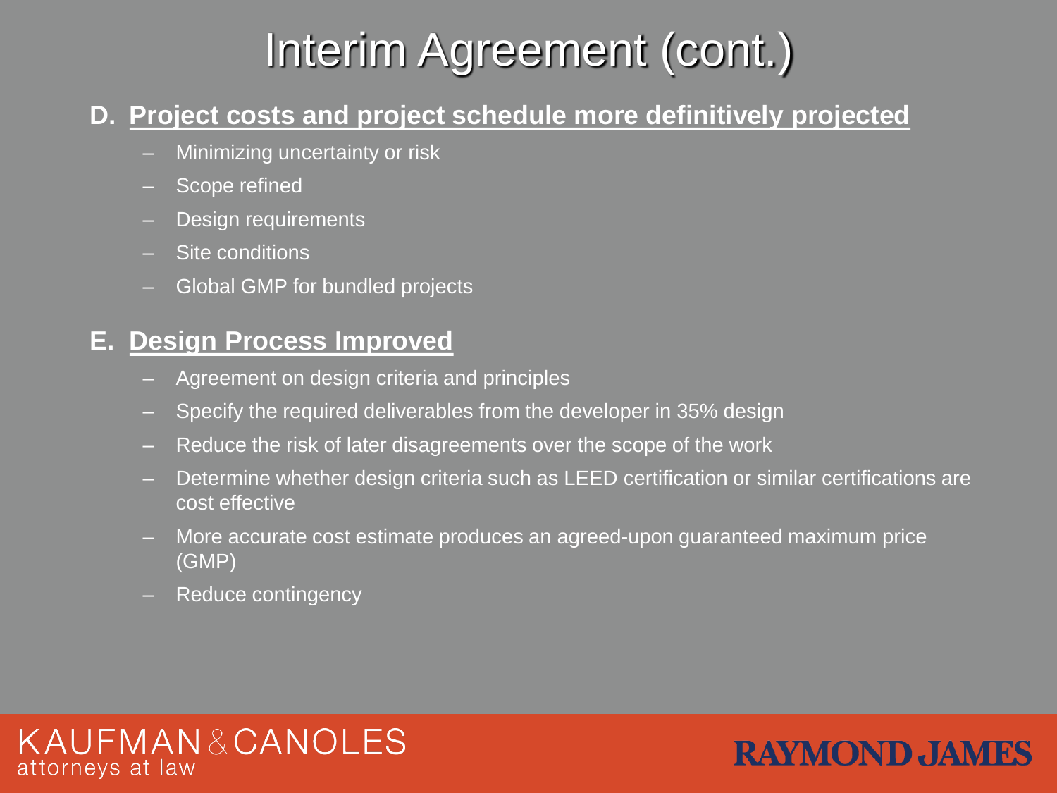# Interim Agreement (cont.)

**D. Project costs and project schedule more definitively projected**

- Minimizing uncertainty or risk
- Scope refined
- Design requirements
- Site conditions
- Global GMP for bundled projects

**E. Design Process Improved**

- Agreement on design criteria and principles
- Specify the required deliverables from the developer in 35% design
- Reduce the risk of later disagreements over the scope of the work
- Determine whether design criteria such as LEED certification or similar certifications are cost effective
- More accurate cost estimate produces an agreed-upon guaranteed maximum price (GMP)
- Reduce contingency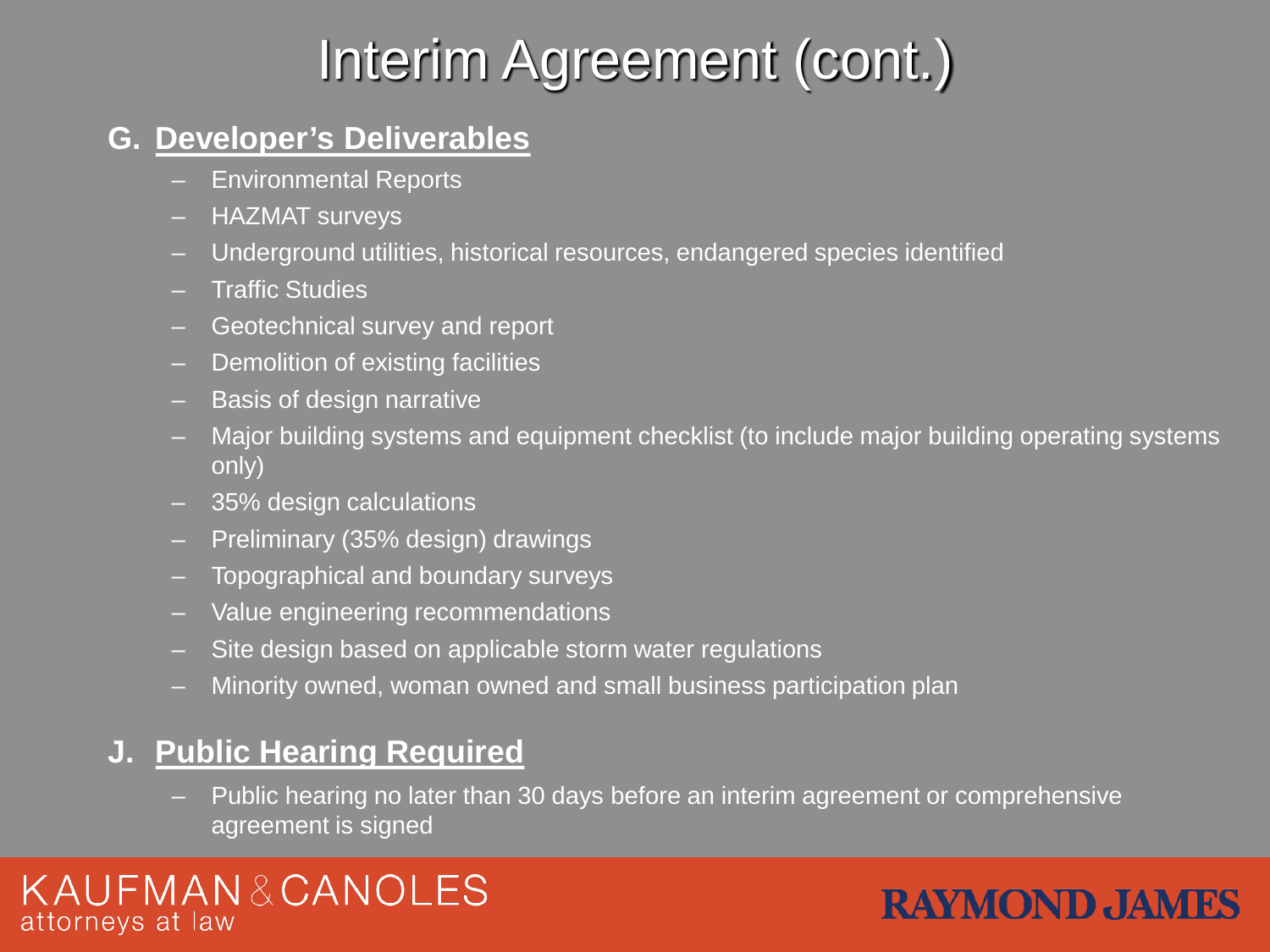# Interim Agreement (cont.)

## G. Developer's Deliverables

- Environmental Reports
- HAZMAT surveys
- Underground utilities, historical resources, endangered species identified
- Traffic Studies
- Geotechnical survey and report
- Demolition of existing facilities
- Basis of design narrative
- Major building systems and equipment checklist (to include major building operating systems only)
- 35% design calculations
- Preliminary (35% design) drawings
- Topographical and boundary surveys
- Value engineering recommendations
- Site design based on applicable storm water regulations
- Minority owned, woman owned and small business participation plan

## J. Public Hearing Required

- Public hearing no later than 30 days before an interim agreement or comprehensive agreement is signed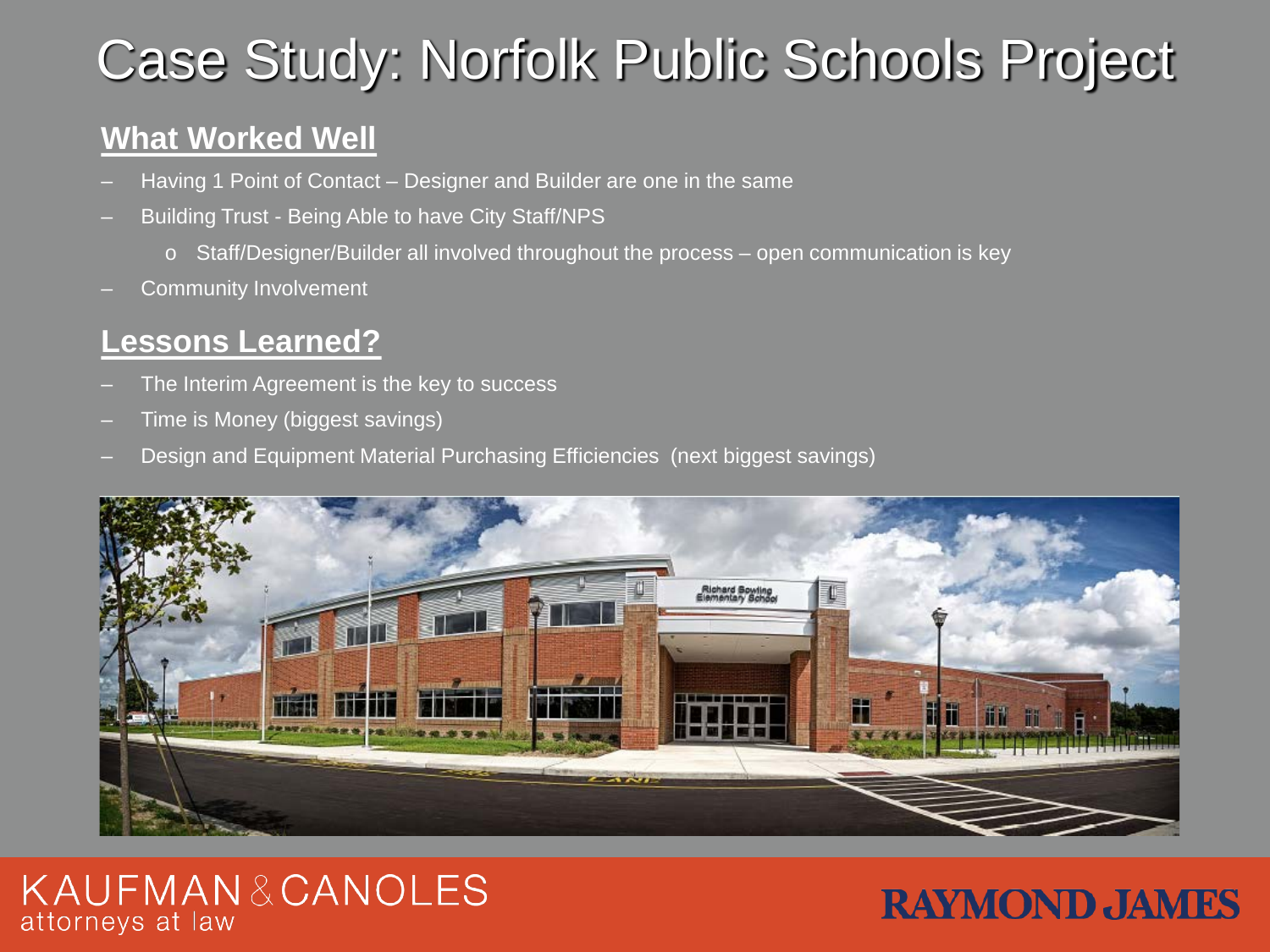# Case Study: Norfolk Public Schools Project

## What Worked Well

- Having 1 Point of Contact – Designer and Builder are one in the same
- Building Trust - Being Able to have City Staff/NPS
  - Staff/Designer/Builder all involved throughout the process – open communication is key
- Community Involvement

## Lessons Learned?

- The Interim Agreement is the key to success
- Time is Money (biggest savings)
- Design and Equipment Material Purchasing Efficiencies (next biggest savings)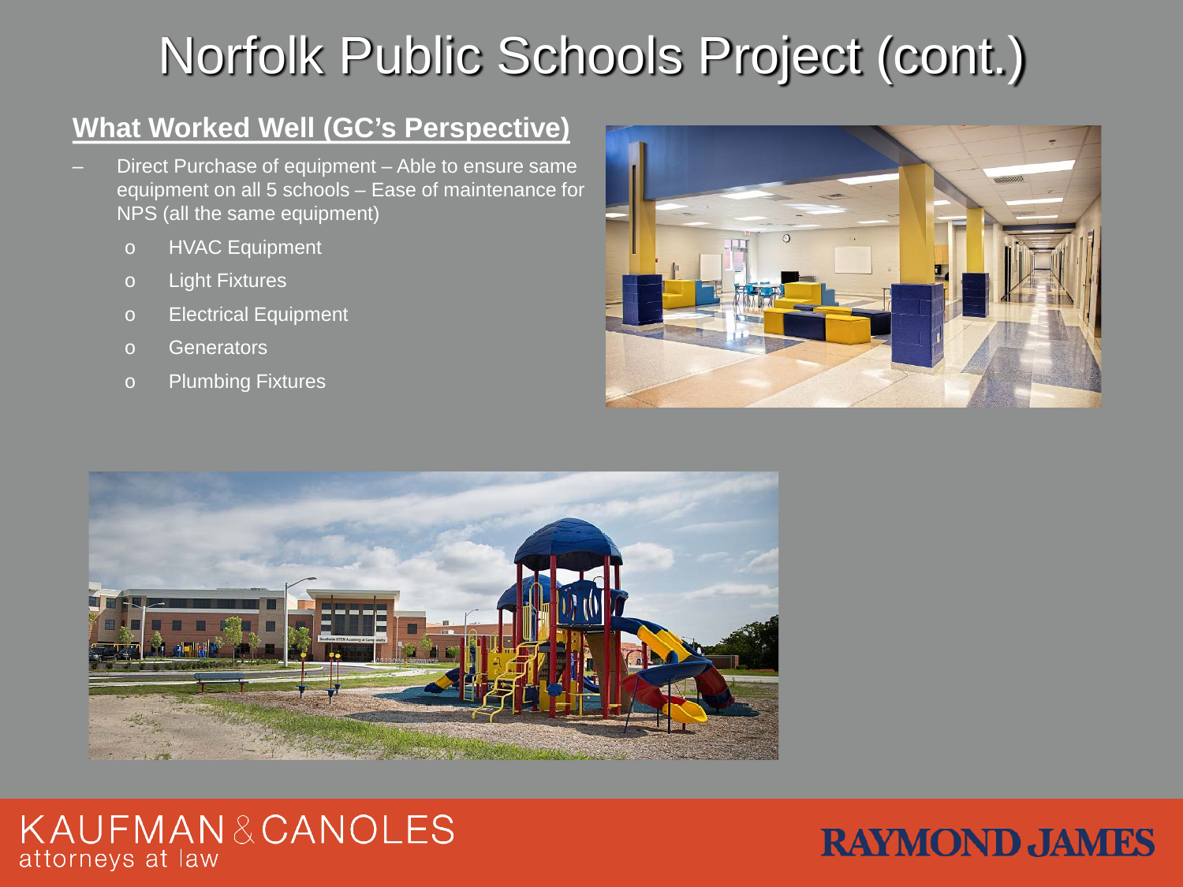# Norfolk Public Schools Project (cont.)

## What Worked Well (GC's Perspective)

- Direct Purchase of equipment – Able to ensure same equipment on all 5 schools – Ease of maintenance for NPS (all the same equipment)
  - HVAC Equipment
  - Light Fixtures
  - Electrical Equipment
  - Generators
  - Plumbing Fixtures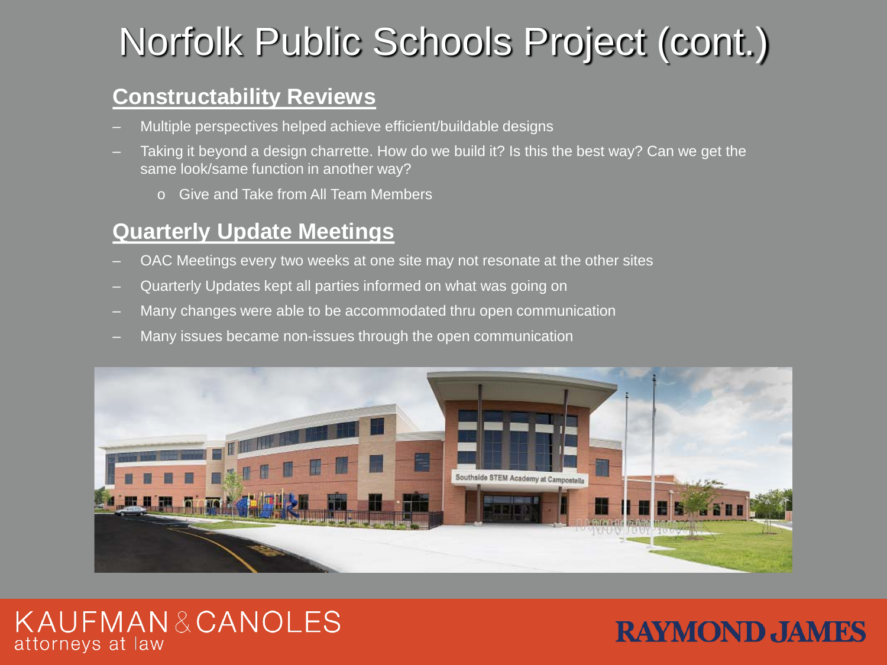# Norfolk Public Schools Project (cont.)

## Constructability Reviews

- Multiple perspectives helped achieve efficient/buildable designs
- Taking it beyond a design charrette. How do we build it? Is this the best way? Can we get the same look/same function in another way?
  - Give and Take from All Team Members

## Quarterly Update Meetings

- OAC Meetings every two weeks at one site may not resonate at the other sites
- Quarterly Updates kept all parties informed on what was going on
- Many changes were able to be accommodated thru open communication
- Many issues became non-issues through the open communication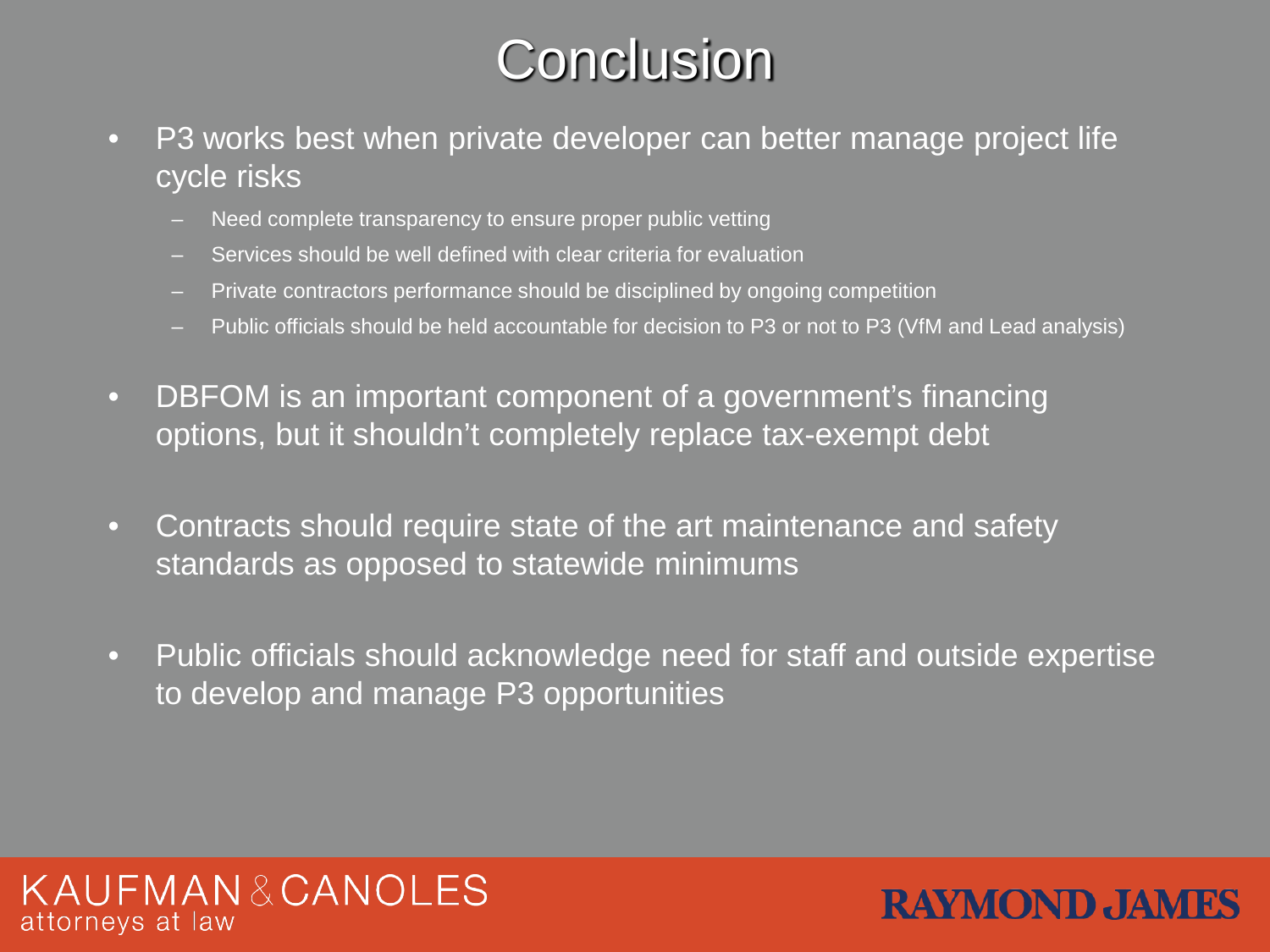# Conclusion

- P3 works best when private developer can better manage project life cycle risks
  - Need complete transparency to ensure proper public vetting
  - Services should be well defined with clear criteria for evaluation
  - Private contractors performance should be disciplined by ongoing competition
  - Public officials should be held accountable for decision to P3 or not to P3 (VfM and Lead analysis)
- DBFOM is an important component of a government's financing options, but it shouldn't completely replace tax-exempt debt
- Contracts should require state of the art maintenance and safety standards as opposed to statewide minimums
- Public officials should acknowledge need for staff and outside expertise to develop and manage P3 opportunities

KAUFMAN & CANOLES
attorneys at law

RAYMOND JAMES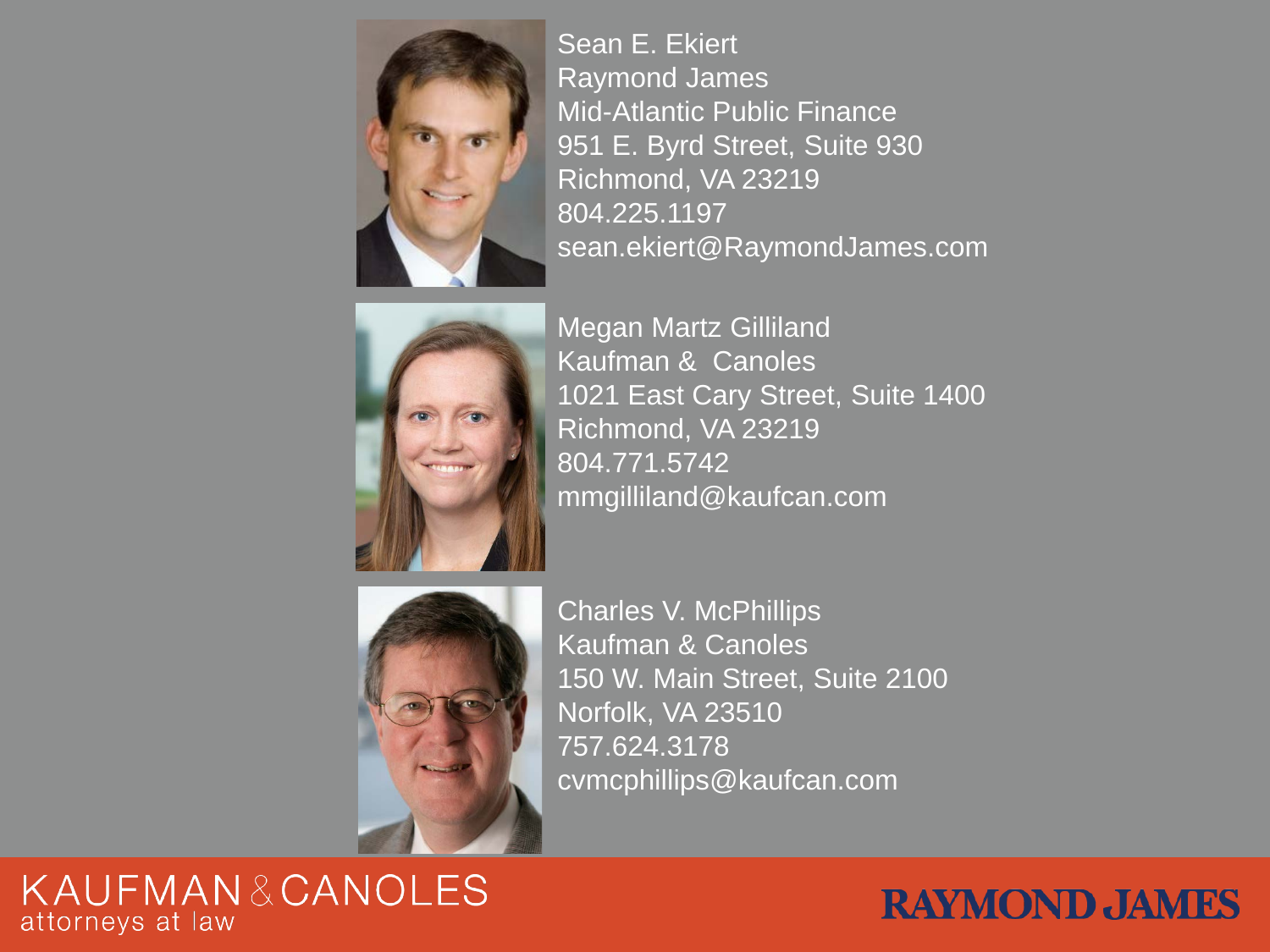Sean E. Ekiert
Raymond James
Mid-Atlantic Public Finance
951 E. Byrd Street, Suite 930
Richmond, VA 23219
804.225.1197
sean.ekiert@RaymondJames.com

Megan Martz Gilliland
Kaufman & Canoles
1021 East Cary Street, Suite 1400
Richmond, VA 23219
804.771.5742
mmgilliland@kaufcan.com

Charles V. McPhillips
Kaufman & Canoles
150 W. Main Street, Suite 2100
Norfolk, VA 23510
757.624.3178
cvmcphillips@kaufcan.com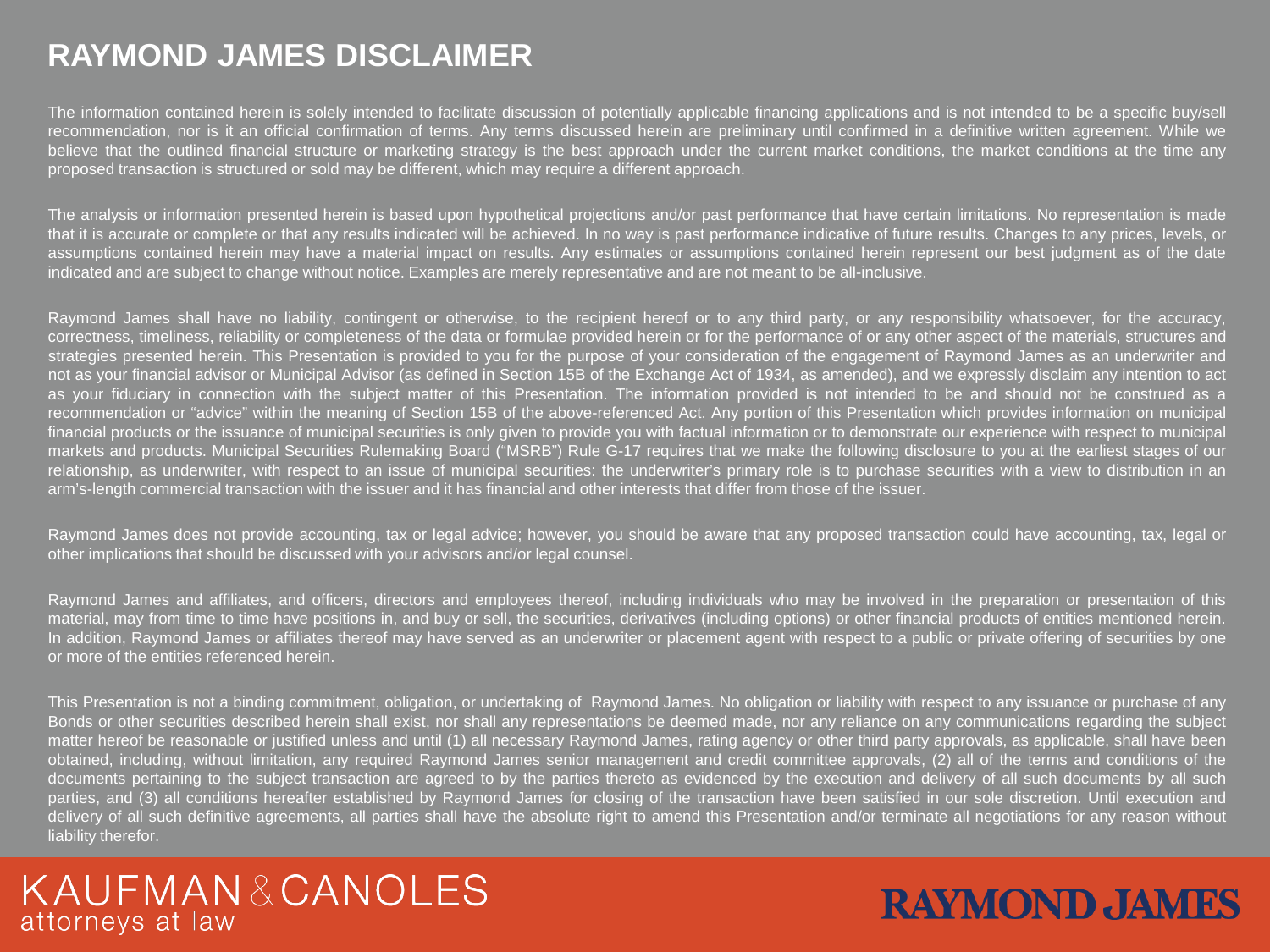# RAYMOND JAMES DISCLAIMER

The information contained herein is solely intended to facilitate discussion of potentially applicable financing applications and is not intended to be a specific buy/sell recommendation, nor is it an official confirmation of terms. Any terms discussed herein are preliminary until confirmed in a definitive written agreement. While we believe that the outlined financial structure or marketing strategy is the best approach under the current market conditions, the market conditions at the time any proposed transaction is structured or sold may be different, which may require a different approach.

The analysis or information presented herein is based upon hypothetical projections and/or past performance that have certain limitations. No representation is made that it is accurate or complete or that any results indicated will be achieved. In no way is past performance indicative of future results. Changes to any prices, levels, or assumptions contained herein may have a material impact on results. Any estimates or assumptions contained herein represent our best judgment as of the date indicated and are subject to change without notice. Examples are merely representative and are not meant to be all-inclusive.

Raymond James shall have no liability, contingent or otherwise, to the recipient hereof or to any third party, or any responsibility whatsoever, for the accuracy, correctness, timeliness, reliability or completeness of the data or formulae provided herein or for the performance of or any other aspect of the materials, structures and strategies presented herein. This Presentation is provided to you for the purpose of your consideration of the engagement of Raymond James as an underwriter and not as your financial advisor or Municipal Advisor (as defined in Section 15B of the Exchange Act of 1934, as amended), and we expressly disclaim any intention to act as your fiduciary in connection with the subject matter of this Presentation. The information provided is not intended to be and should not be construed as a recommendation or "advice" within the meaning of Section 15B of the above-referenced Act. Any portion of this Presentation which provides information on municipal financial products or the issuance of municipal securities is only given to provide you with factual information or to demonstrate our experience with respect to municipal markets and products. Municipal Securities Rulemaking Board ("MSRB") Rule G-17 requires that we make the following disclosure to you at the earliest stages of our relationship, as underwriter, with respect to an issue of municipal securities: the underwriter's primary role is to purchase securities with a view to distribution in an arm's-length commercial transaction with the issuer and it has financial and other interests that differ from those of the issuer.

Raymond James does not provide accounting, tax or legal advice; however, you should be aware that any proposed transaction could have accounting, tax, legal or other implications that should be discussed with your advisors and/or legal counsel.

Raymond James and affiliates, and officers, directors and employees thereof, including individuals who may be involved in the preparation or presentation of this material, may from time to time have positions in, and buy or sell, the securities, derivatives (including options) or other financial products of entities mentioned herein. In addition, Raymond James or affiliates thereof may have served as an underwriter or placement agent with respect to a public or private offering of securities by one or more of the entities referenced herein.

This Presentation is not a binding commitment, obligation, or undertaking of Raymond James. No obligation or liability with respect to any issuance or purchase of any Bonds or other securities described herein shall exist, nor shall any representations be deemed made, nor any reliance on any communications regarding the subject matter hereof be reasonable or justified unless and until (1) all necessary Raymond James, rating agency or other third party approvals, as applicable, shall have been obtained, including, without limitation, any required Raymond James senior management and credit committee approvals, (2) all of the terms and conditions of the documents pertaining to the subject transaction are agreed to by the parties thereto as evidenced by the execution and delivery of all such documents by all such parties, and (3) all conditions hereafter established by Raymond James for closing of the transaction have been satisfied in our sole discretion. Until execution and delivery of all such definitive agreements, all parties shall have the absolute right to amend this Presentation and/or terminate all negotiations for any reason without liability therefor.

KAUFMAN & CANOLES
attorneys at law

RAYMOND JAMES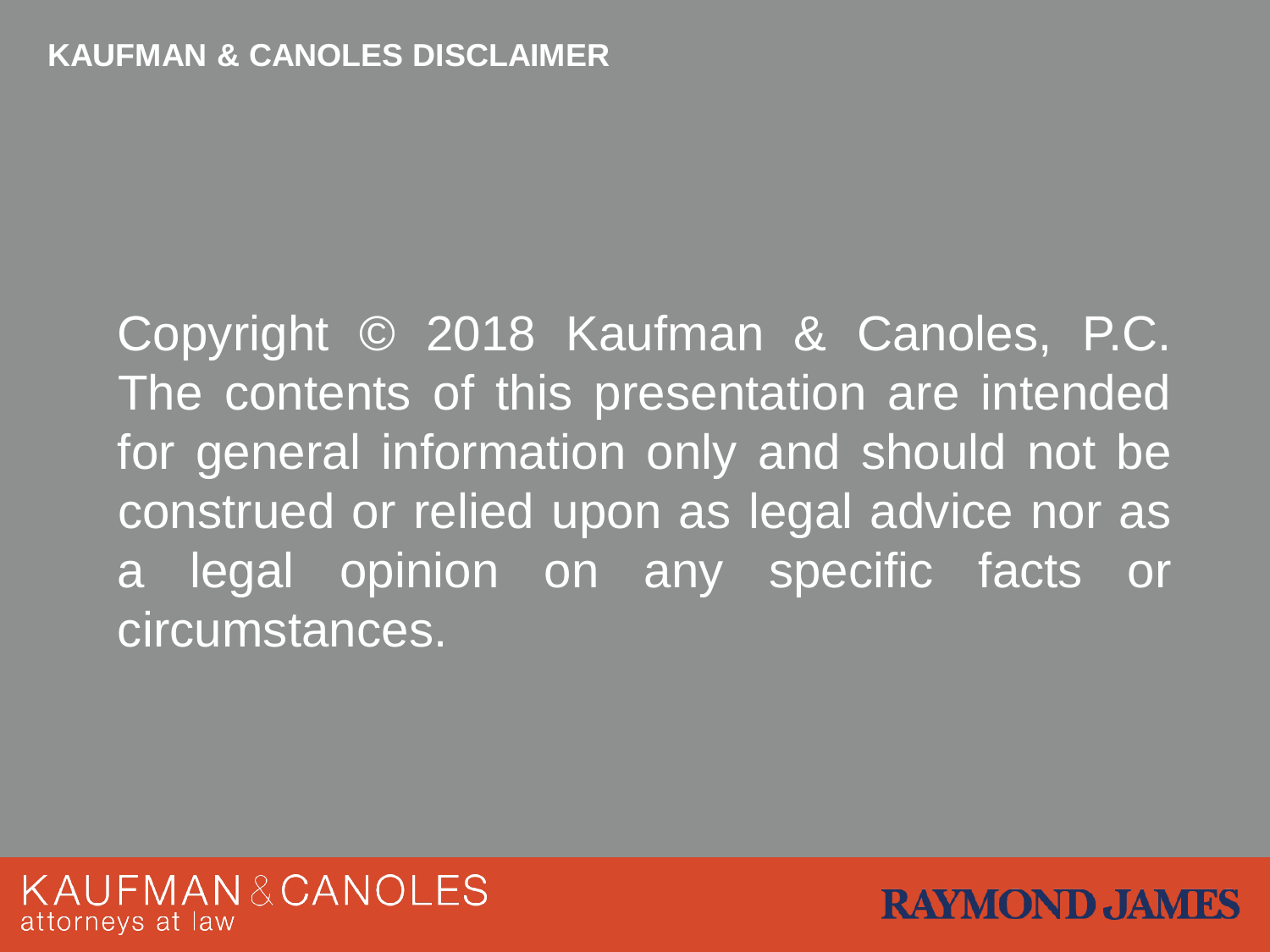# KAUFMAN & CANOLES DISCLAIMER

Copyright © 2018 Kaufman & Canoles, P.C. The contents of this presentation are intended for general information only and should not be construed or relied upon as legal advice nor as a legal opinion on any specific facts or circumstances.

KAUFMAN & CANOLES
attorneys at law

RAYMOND JAMES